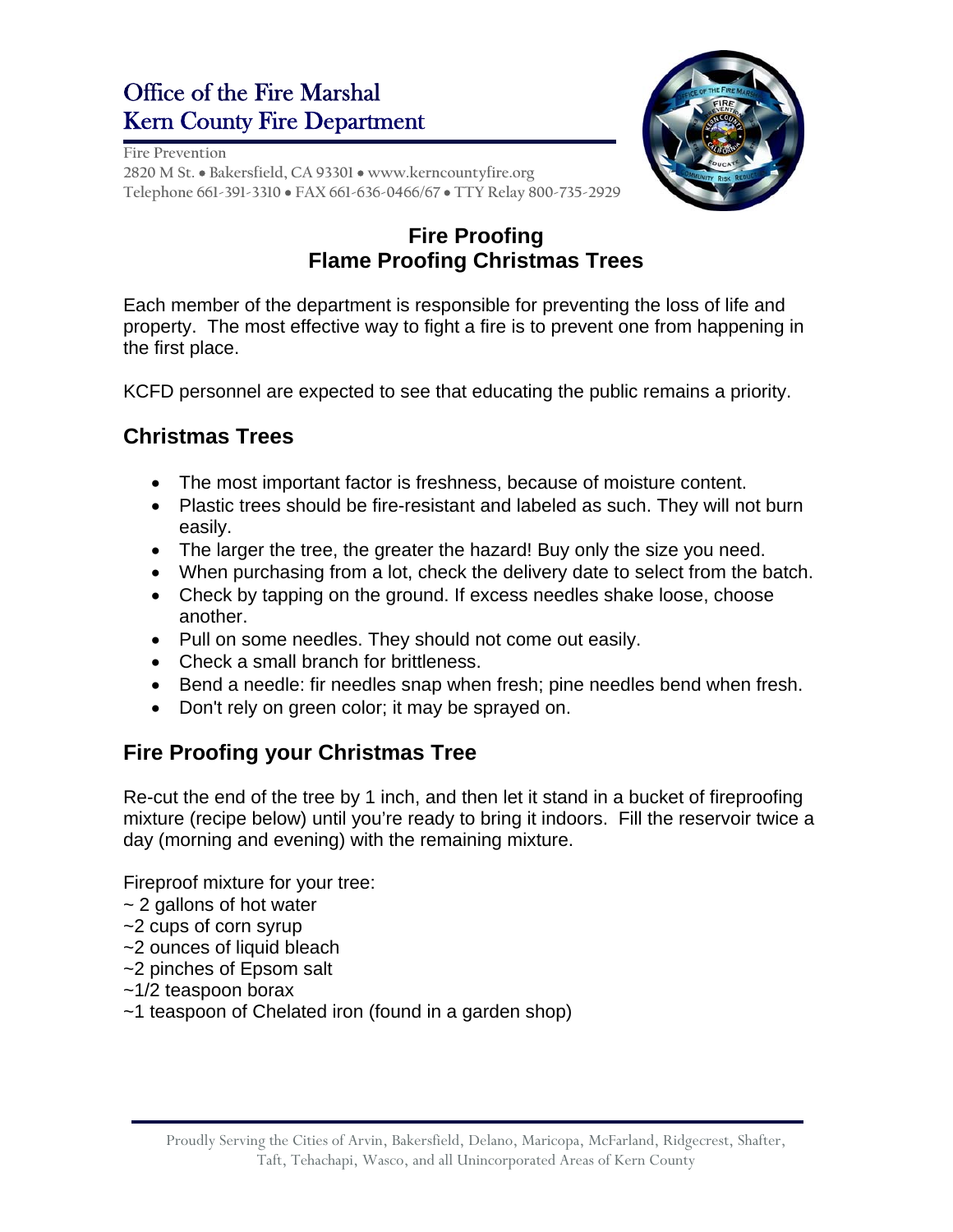# Office of the Fire Marshal
# Kern County Fire Department

Fire Prevention
2820 M St. • Bakersfield, CA 93301 • www.kerncountyfire.org
Telephone 661-391-3310 • FAX 661-636-0466/67 • TTY Relay 800-735-2929

## Fire Proofing
## Flame Proofing Christmas Trees

Each member of the department is responsible for preventing the loss of life and property. The most effective way to fight a fire is to prevent one from happening in the first place.

KCFD personnel are expected to see that educating the public remains a priority.

## Christmas Trees

- The most important factor is freshness, because of moisture content.
- Plastic trees should be fire-resistant and labeled as such. They will not burn easily.
- The larger the tree, the greater the hazard! Buy only the size you need.
- When purchasing from a lot, check the delivery date to select from the batch.
- Check by tapping on the ground. If excess needles shake loose, choose another.
- Pull on some needles. They should not come out easily.
- Check a small branch for brittleness.
- Bend a needle: fir needles snap when fresh; pine needles bend when fresh.
- Don't rely on green color; it may be sprayed on.

## Fire Proofing your Christmas Tree

Re-cut the end of the tree by 1 inch, and then let it stand in a bucket of fireproofing mixture (recipe below) until you're ready to bring it indoors. Fill the reservoir twice a day (morning and evening) with the remaining mixture.

Fireproof mixture for your tree:
~ 2 gallons of hot water
~2 cups of corn syrup
~2 ounces of liquid bleach
~2 pinches of Epsom salt
~1/2 teaspoon borax
~1 teaspoon of Chelated iron (found in a garden shop)

Proudly Serving the Cities of Arvin, Bakersfield, Delano, Maricopa, McFarland, Ridgecrest, Shafter, Taft, Tehachapi, Wasco, and all Unincorporated Areas of Kern County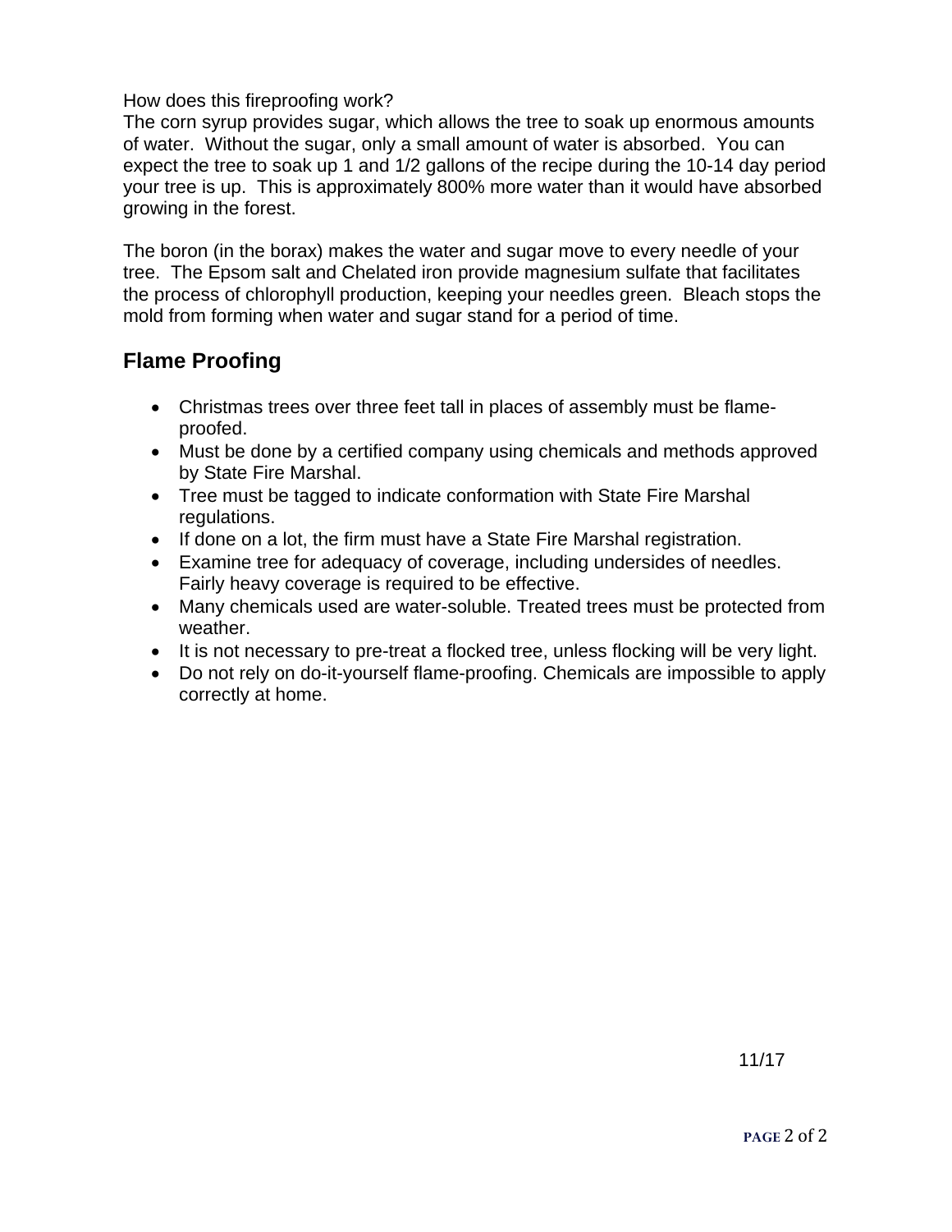How does this fireproofing work?
The corn syrup provides sugar, which allows the tree to soak up enormous amounts of water. Without the sugar, only a small amount of water is absorbed. You can expect the tree to soak up 1 and 1/2 gallons of the recipe during the 10-14 day period your tree is up. This is approximately 800% more water than it would have absorbed growing in the forest.

The boron (in the borax) makes the water and sugar move to every needle of your tree. The Epsom salt and Chelated iron provide magnesium sulfate that facilitates the process of chlorophyll production, keeping your needles green. Bleach stops the mold from forming when water and sugar stand for a period of time.

## Flame Proofing

- Christmas trees over three feet tall in places of assembly must be flame-proofed.
- Must be done by a certified company using chemicals and methods approved by State Fire Marshal.
- Tree must be tagged to indicate conformation with State Fire Marshal regulations.
- If done on a lot, the firm must have a State Fire Marshal registration.
- Examine tree for adequacy of coverage, including undersides of needles. Fairly heavy coverage is required to be effective.
- Many chemicals used are water-soluble. Treated trees must be protected from weather.
- It is not necessary to pre-treat a flocked tree, unless flocking will be very light.
- Do not rely on do-it-yourself flame-proofing. Chemicals are impossible to apply correctly at home.

11/17